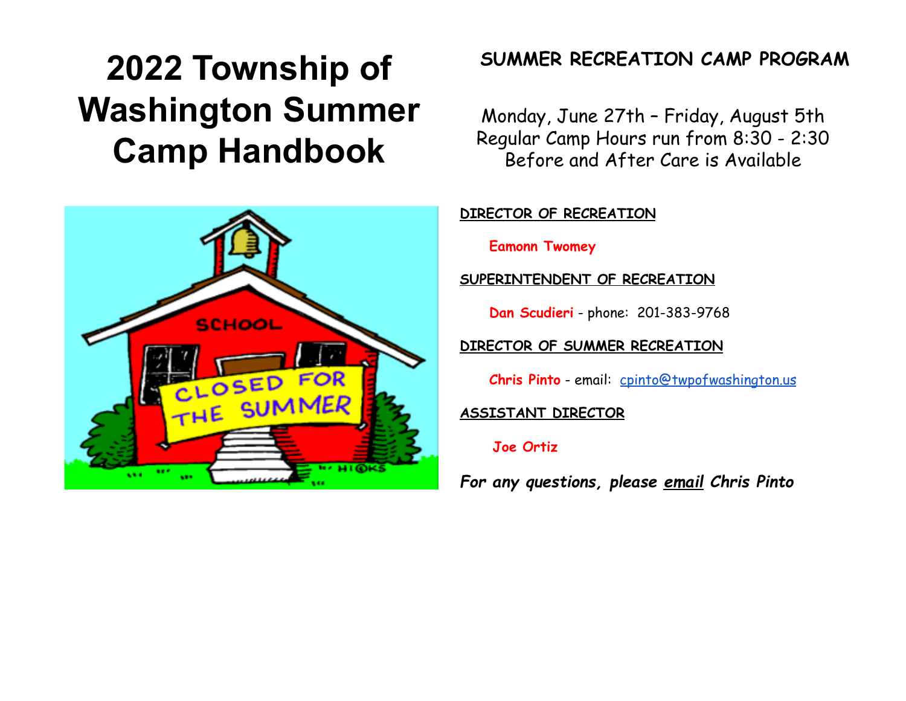# 2022 Township of Washington Summer Camp Handbook

**SUMMER RECREATION CAMP PROGRAM**

Monday, June 27th – Friday, August 5th
Regular Camp Hours run from 8:30 - 2:30
Before and After Care is Available

**DIRECTOR OF RECREATION**

**Eamonn Twomey**

**SUPERINTENDENT OF RECREATION**

**Dan Scudieri** - phone: 201-383-9768

**DIRECTOR OF SUMMER RECREATION**

**Chris Pinto** - email: cpinto@twpofwashington.us

**ASSISTANT DIRECTOR**

**Joe Ortiz**

***For any questions, please email Chris Pinto***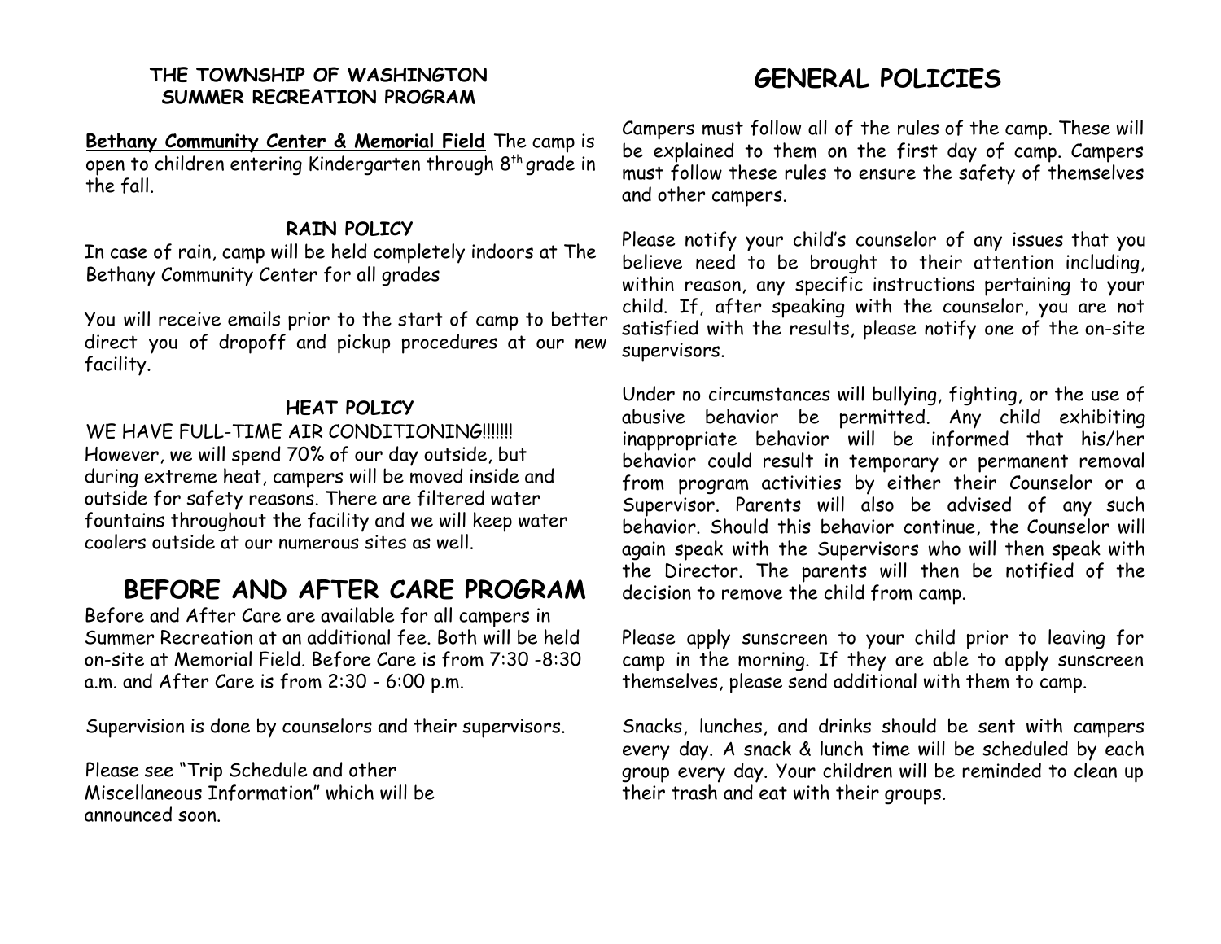**THE TOWNSHIP OF WASHINGTON**
**SUMMER RECREATION PROGRAM**

**Bethany Community Center & Memorial Field** The camp is open to children entering Kindergarten through 8th grade in the fall.

**RAIN POLICY**

In case of rain, camp will be held completely indoors at The Bethany Community Center for all grades

You will receive emails prior to the start of camp to better direct you of dropoff and pickup procedures at our new facility.

**HEAT POLICY**

WE HAVE FULL-TIME AIR CONDITIONING!!!!!!! However, we will spend 70% of our day outside, but during extreme heat, campers will be moved inside and outside for safety reasons. There are filtered water fountains throughout the facility and we will keep water coolers outside at our numerous sites as well.

## BEFORE AND AFTER CARE PROGRAM

Before and After Care are available for all campers in Summer Recreation at an additional fee. Both will be held on-site at Memorial Field. Before Care is from 7:30 -8:30 a.m. and After Care is from 2:30 - 6:00 p.m.

Supervision is done by counselors and their supervisors.

Please see "Trip Schedule and other Miscellaneous Information" which will be announced soon.

## GENERAL POLICIES

Campers must follow all of the rules of the camp. These will be explained to them on the first day of camp. Campers must follow these rules to ensure the safety of themselves and other campers.

Please notify your child's counselor of any issues that you believe need to be brought to their attention including, within reason, any specific instructions pertaining to your child. If, after speaking with the counselor, you are not satisfied with the results, please notify one of the on-site supervisors.

Under no circumstances will bullying, fighting, or the use of abusive behavior be permitted. Any child exhibiting inappropriate behavior will be informed that his/her behavior could result in temporary or permanent removal from program activities by either their Counselor or a Supervisor. Parents will also be advised of any such behavior. Should this behavior continue, the Counselor will again speak with the Supervisors who will then speak with the Director. The parents will then be notified of the decision to remove the child from camp.

Please apply sunscreen to your child prior to leaving for camp in the morning. If they are able to apply sunscreen themselves, please send additional with them to camp.

Snacks, lunches, and drinks should be sent with campers every day. A snack & lunch time will be scheduled by each group every day. Your children will be reminded to clean up their trash and eat with their groups.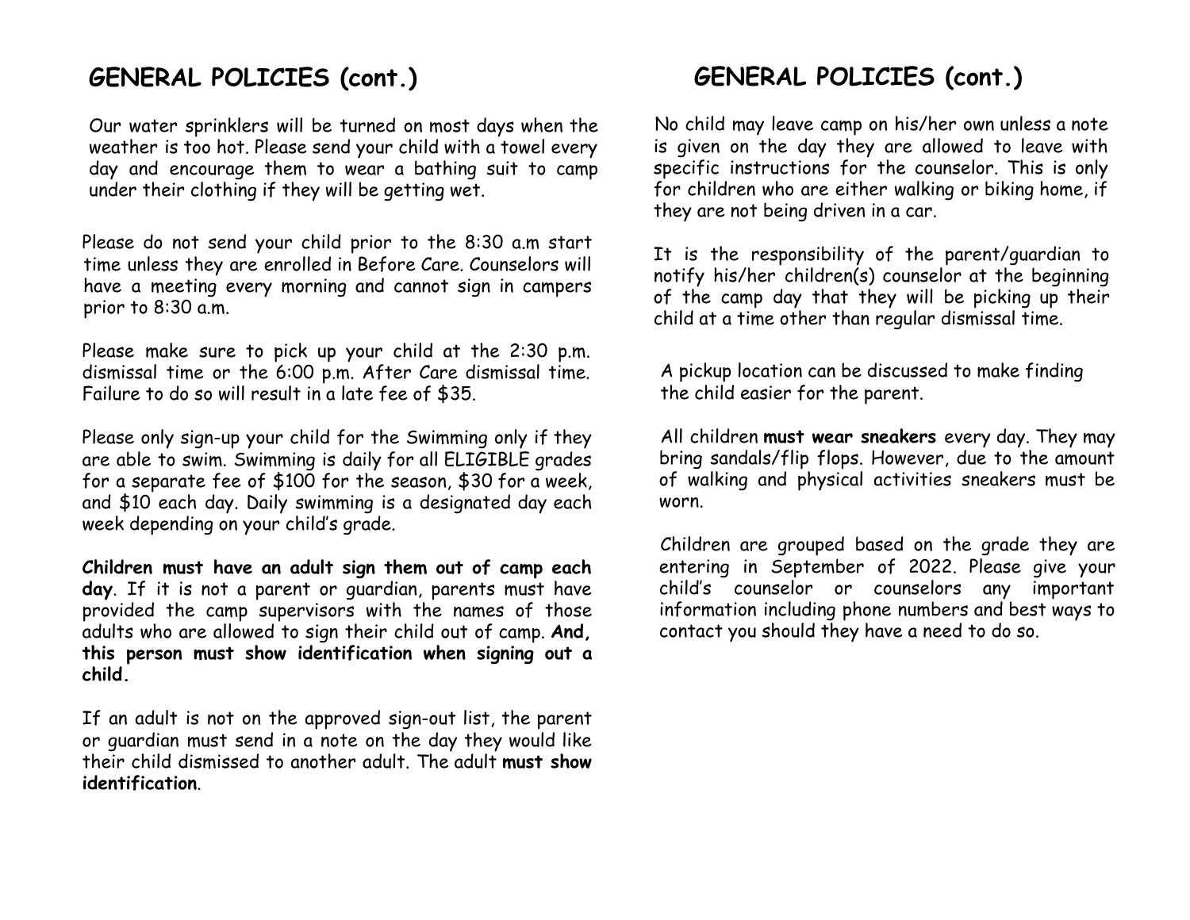## GENERAL POLICIES (cont.)

Our water sprinklers will be turned on most days when the weather is too hot. Please send your child with a towel every day and encourage them to wear a bathing suit to camp under their clothing if they will be getting wet.

Please do not send your child prior to the 8:30 a.m start time unless they are enrolled in Before Care. Counselors will have a meeting every morning and cannot sign in campers prior to 8:30 a.m.

Please make sure to pick up your child at the 2:30 p.m. dismissal time or the 6:00 p.m. After Care dismissal time. Failure to do so will result in a late fee of $35.

Please only sign-up your child for the Swimming only if they are able to swim. Swimming is daily for all ELIGIBLE grades for a separate fee of $100 for the season, $30 for a week, and $10 each day. Daily swimming is a designated day each week depending on your child's grade.

**Children must have an adult sign them out of camp each day**. If it is not a parent or guardian, parents must have provided the camp supervisors with the names of those adults who are allowed to sign their child out of camp. **And, this person must show identification when signing out a child.**

If an adult is not on the approved sign-out list, the parent or guardian must send in a note on the day they would like their child dismissed to another adult. The adult **must show identification**.

## GENERAL POLICIES (cont.)

No child may leave camp on his/her own unless a note is given on the day they are allowed to leave with specific instructions for the counselor. This is only for children who are either walking or biking home, if they are not being driven in a car.

It is the responsibility of the parent/guardian to notify his/her children(s) counselor at the beginning of the camp day that they will be picking up their child at a time other than regular dismissal time.

A pickup location can be discussed to make finding the child easier for the parent.

All children **must wear sneakers** every day. They may bring sandals/flip flops. However, due to the amount of walking and physical activities sneakers must be worn.

Children are grouped based on the grade they are entering in September of 2022. Please give your child's counselor or counselors any important information including phone numbers and best ways to contact you should they have a need to do so.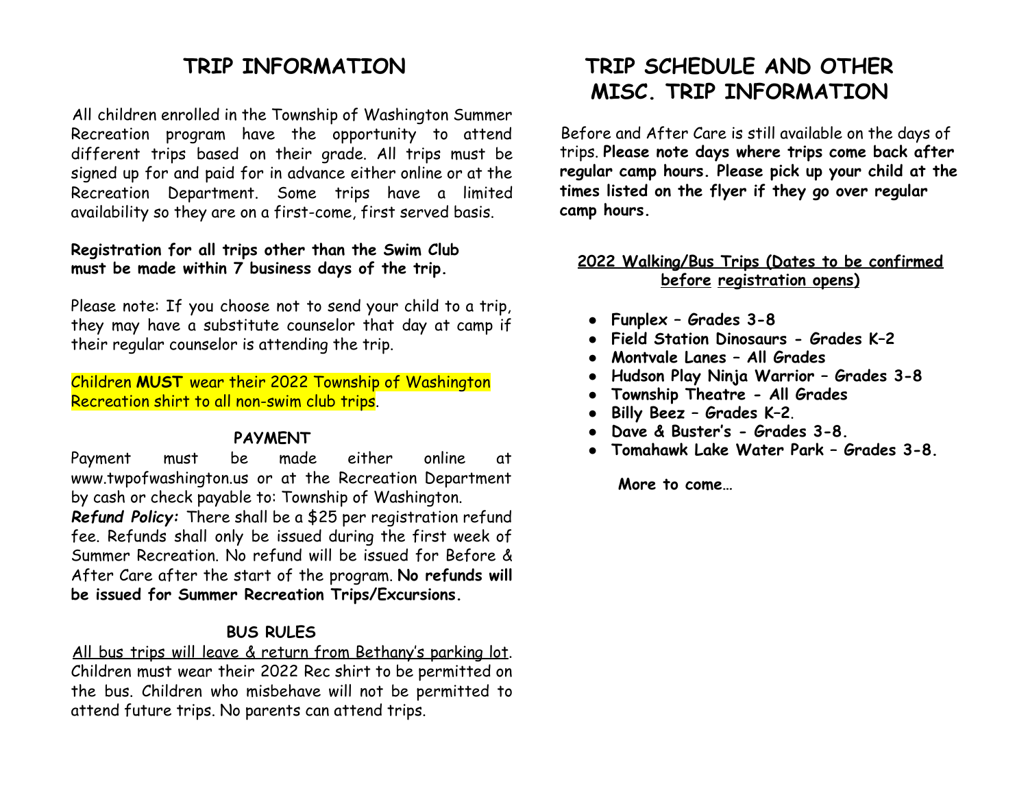# TRIP INFORMATION

All children enrolled in the Township of Washington Summer Recreation program have the opportunity to attend different trips based on their grade. All trips must be signed up for and paid for in advance either online or at the Recreation Department. Some trips have a limited availability so they are on a first-come, first served basis.

**Registration for all trips other than the Swim Club must be made within 7 business days of the trip.**

Please note: If you choose not to send your child to a trip, they may have a substitute counselor that day at camp if their regular counselor is attending the trip.

Children **MUST** wear their 2022 Township of Washington Recreation shirt to all non-swim club trips.

### PAYMENT

Payment must be made either online at www.twpofwashington.us or at the Recreation Department by cash or check payable to: Township of Washington.

***Refund Policy:*** There shall be a $25 per registration refund fee. Refunds shall only be issued during the first week of Summer Recreation. No refund will be issued for Before & After Care after the start of the program. **No refunds will be issued for Summer Recreation Trips/Excursions.**

### BUS RULES

All bus trips will leave & return from Bethany's parking lot. Children must wear their 2022 Rec shirt to be permitted on the bus. Children who misbehave will not be permitted to attend future trips. No parents can attend trips.

# TRIP SCHEDULE AND OTHER MISC. TRIP INFORMATION

Before and After Care is still available on the days of trips. **Please note days where trips come back after regular camp hours. Please pick up your child at the times listed on the flyer if they go over regular camp hours.**

**2022 Walking/Bus Trips (Dates to be confirmed before registration opens)**

- **Funplex – Grades 3-8**
- **Field Station Dinosaurs - Grades K–2**
- **Montvale Lanes – All Grades**
- **Hudson Play Ninja Warrior – Grades 3-8**
- **Township Theatre - All Grades**
- **Billy Beez – Grades K–2**.
- **Dave & Buster's - Grades 3-8.**
- **Tomahawk Lake Water Park – Grades 3-8.**

**More to come**…